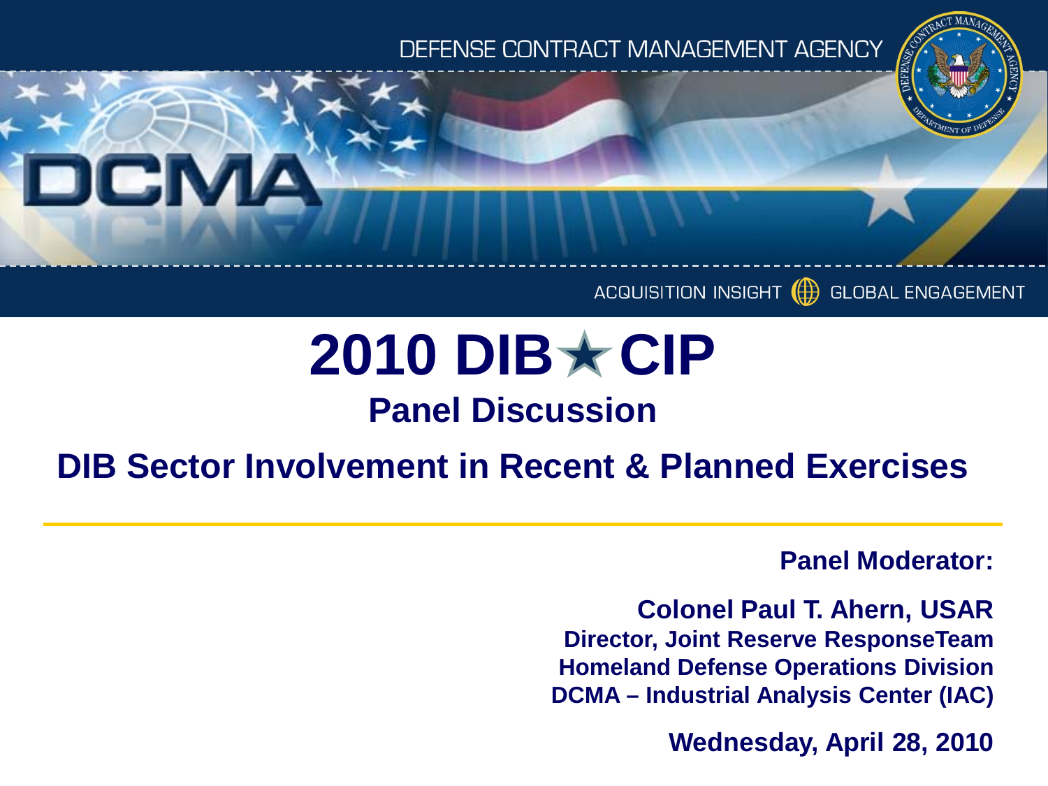DEFENSE CONTRACT MANAGEMENT AGENCY

DCMA

ACQUISITION INSIGHT GLOBAL ENGAGEMENT

# 2010 DIB★CIP

## Panel Discussion

## DIB Sector Involvement in Recent & Planned Exercises

**Panel Moderator:**

**Colonel Paul T. Ahern, USAR**
**Director, Joint Reserve ResponseTeam**
**Homeland Defense Operations Division**
**DCMA – Industrial Analysis Center (IAC)**

**Wednesday, April 28, 2010**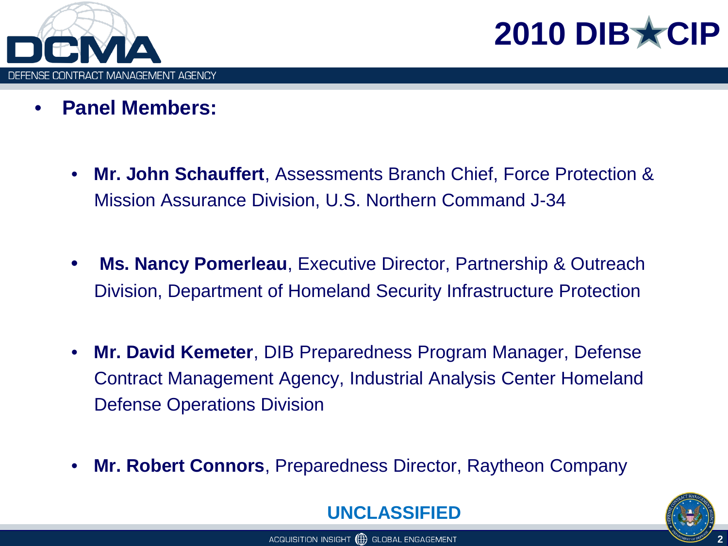- **Panel Members:**
  - **Mr. John Schauffert**, Assessments Branch Chief, Force Protection & Mission Assurance Division, U.S. Northern Command J-34
  - **Ms. Nancy Pomerleau**, Executive Director, Partnership & Outreach Division, Department of Homeland Security Infrastructure Protection
  - **Mr. David Kemeter**, DIB Preparedness Program Manager, Defense Contract Management Agency, Industrial Analysis Center Homeland Defense Operations Division
  - **Mr. Robert Connors**, Preparedness Director, Raytheon Company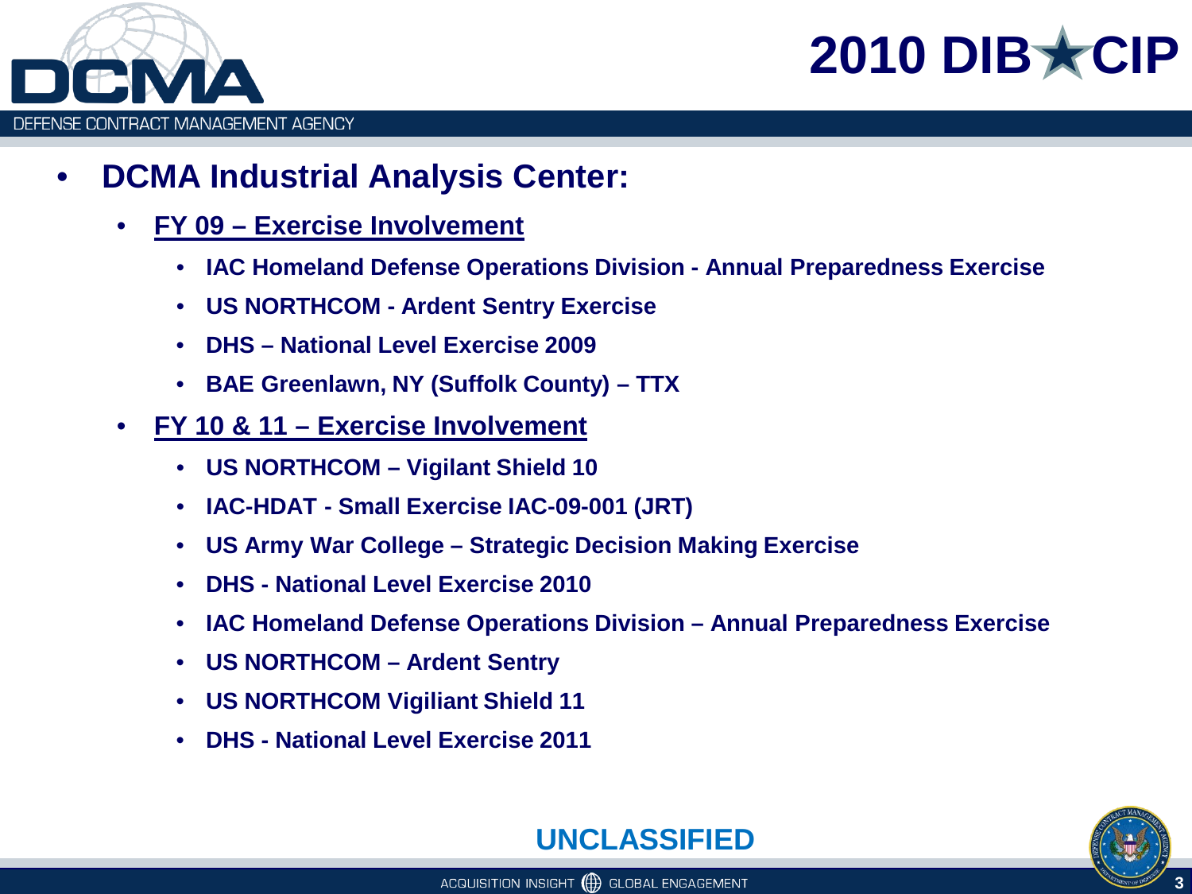- **DCMA Industrial Analysis Center:**
  - **<u>FY 09 – Exercise Involvement</u>**
    - **IAC Homeland Defense Operations Division - Annual Preparedness Exercise**
    - **US NORTHCOM - Ardent Sentry Exercise**
    - **DHS – National Level Exercise 2009**
    - **BAE Greenlawn, NY (Suffolk County) – TTX**
  - **<u>FY 10 & 11 – Exercise Involvement</u>**
    - **US NORTHCOM – Vigilant Shield 10**
    - **IAC-HDAT - Small Exercise IAC-09-001 (JRT)**
    - **US Army War College – Strategic Decision Making Exercise**
    - **DHS - National Level Exercise 2010**
    - **IAC Homeland Defense Operations Division – Annual Preparedness Exercise**
    - **US NORTHCOM – Ardent Sentry**
    - **US NORTHCOM Vigiliant Shield 11**
    - **DHS - National Level Exercise 2011**

**UNCLASSIFIED**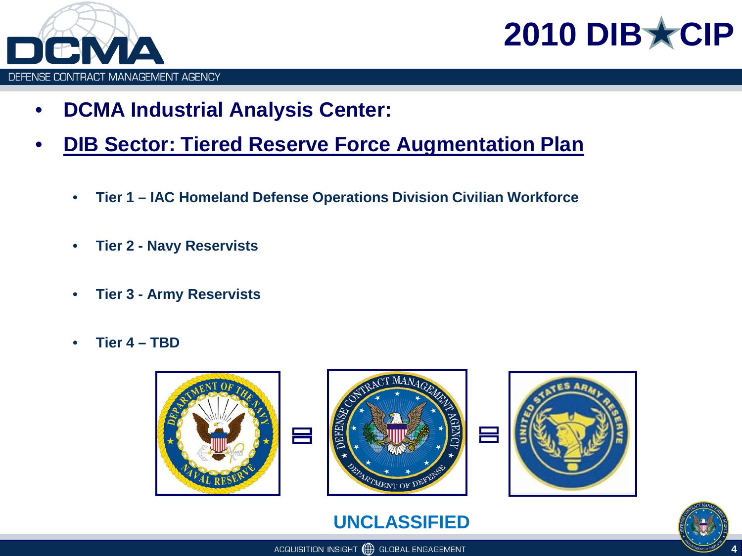- **DCMA Industrial Analysis Center:**
- **DIB Sector: Tiered Reserve Force Augmentation Plan**
  - **Tier 1 – IAC Homeland Defense Operations Division Civilian Workforce**
  - **Tier 2 - Navy Reservists**
  - **Tier 3 - Army Reservists**
  - **Tier 4 – TBD**

**UNCLASSIFIED**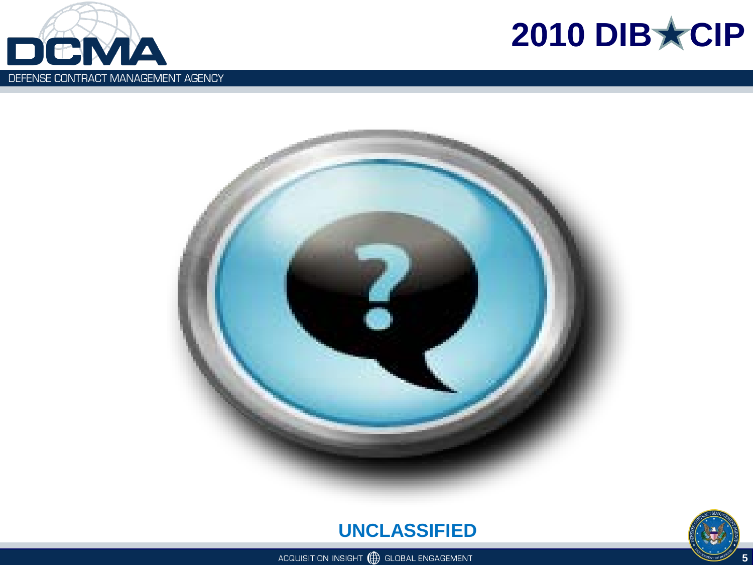UNCLASSIFIED